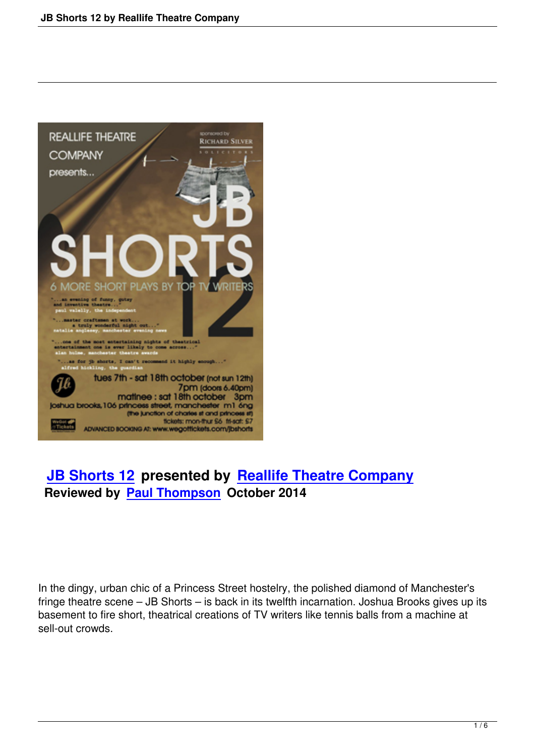**JB Shorts 12** presented by **Reallife Theatre Company**
**Reviewed by Paul Thompson October 2014**

In the dingy, urban chic of a Princess Street hostelry, the polished diamond of Manchester's fringe theatre scene – JB Shorts – is back in its twelfth incarnation. Joshua Brooks gives up its basement to fire short, theatrical creations of TV writers like tennis balls from a machine at sell-out crowds.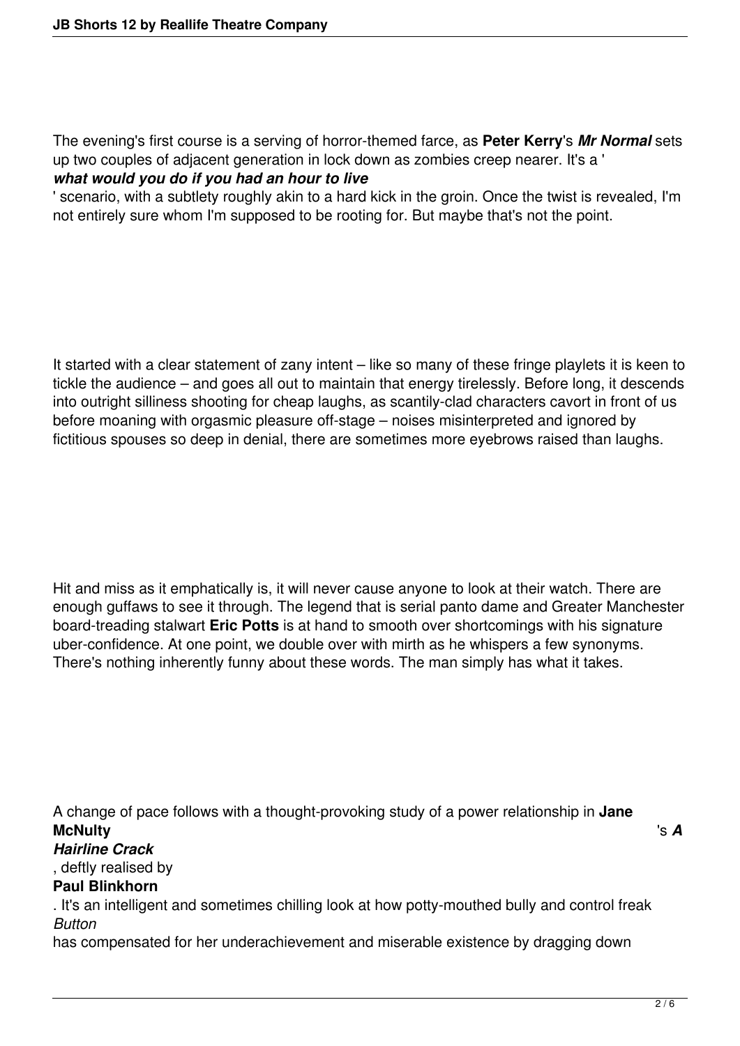The evening's first course is a serving of horror-themed farce, as **Peter Kerry**'s ***Mr Normal*** sets up two couples of adjacent generation in lock down as zombies creep nearer. It's a '***what would you do if you had an hour to live***' scenario, with a subtlety roughly akin to a hard kick in the groin. Once the twist is revealed, I'm not entirely sure whom I'm supposed to be rooting for. But maybe that's not the point.

It started with a clear statement of zany intent – like so many of these fringe playlets it is keen to tickle the audience – and goes all out to maintain that energy tirelessly. Before long, it descends into outright silliness shooting for cheap laughs, as scantily-clad characters cavort in front of us before moaning with orgasmic pleasure off-stage – noises misinterpreted and ignored by fictitious spouses so deep in denial, there are sometimes more eyebrows raised than laughs.

Hit and miss as it emphatically is, it will never cause anyone to look at their watch. There are enough guffaws to see it through. The legend that is serial panto dame and Greater Manchester board-treading stalwart **Eric Potts** is at hand to smooth over shortcomings with his signature uber-confidence. At one point, we double over with mirth as he whispers a few synonyms. There's nothing inherently funny about these words. The man simply has what it takes.

A change of pace follows with a thought-provoking study of a power relationship in **Jane McNulty**'s ***A Hairline Crack***, deftly realised by **Paul Blinkhorn**. It's an intelligent and sometimes chilling look at how potty-mouthed bully and control freak *Button* has compensated for her underachievement and miserable existence by dragging down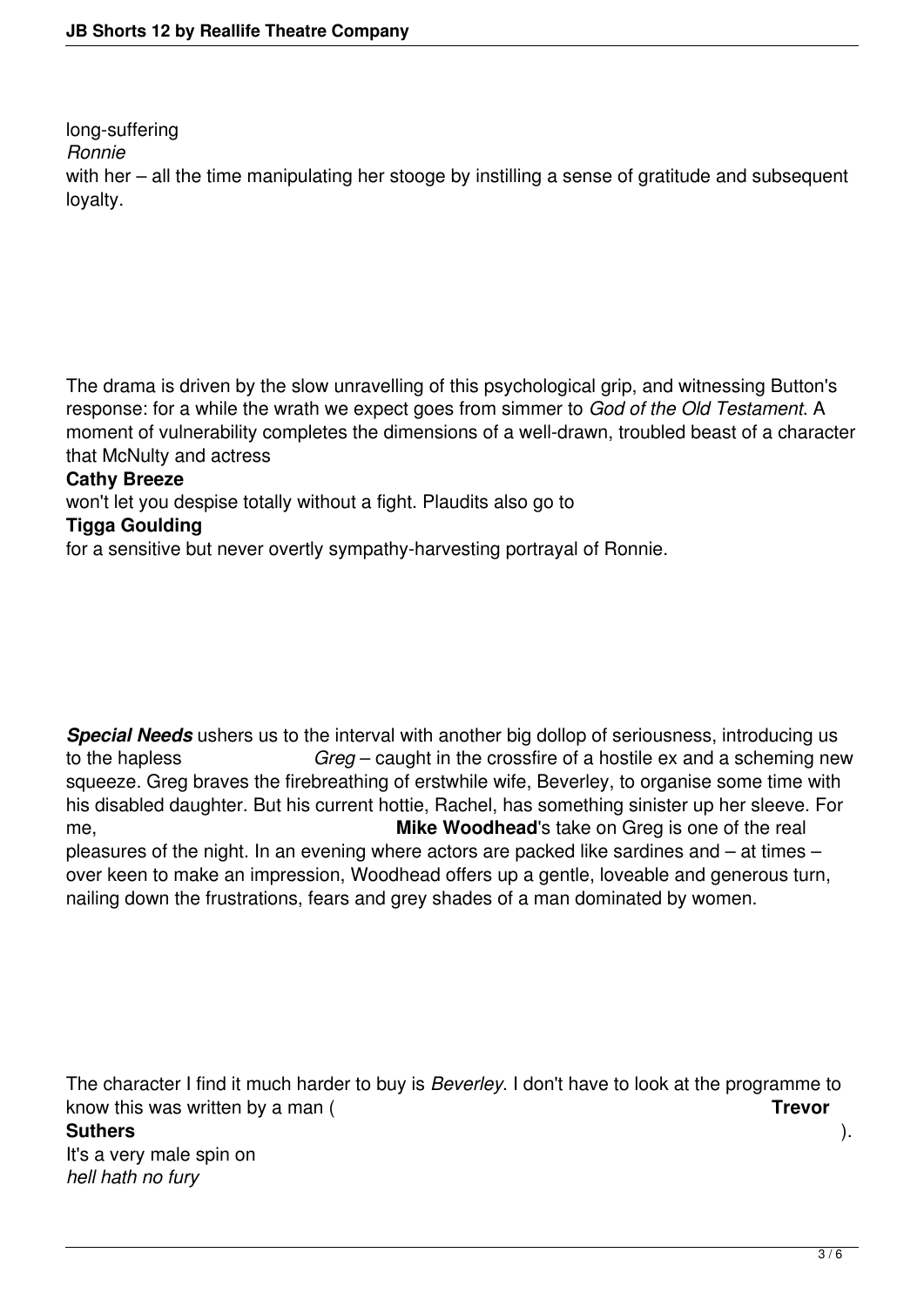long-suffering *Ronnie* with her – all the time manipulating her stooge by instilling a sense of gratitude and subsequent loyalty.

The drama is driven by the slow unravelling of this psychological grip, and witnessing Button's response: for a while the wrath we expect goes from simmer to *God of the Old Testament*. A moment of vulnerability completes the dimensions of a well-drawn, troubled beast of a character that McNulty and actress **Cathy Breeze** won't let you despise totally without a fight. Plaudits also go to **Tigga Goulding** for a sensitive but never overtly sympathy-harvesting portrayal of Ronnie.

***Special Needs*** ushers us to the interval with another big dollop of seriousness, introducing us to the hapless *Greg* – caught in the crossfire of a hostile ex and a scheming new squeeze. Greg braves the firebreathing of erstwhile wife, Beverley, to organise some time with his disabled daughter. But his current hottie, Rachel, has something sinister up her sleeve. For me, **Mike Woodhead**'s take on Greg is one of the real pleasures of the night. In an evening where actors are packed like sardines and – at times – over keen to make an impression, Woodhead offers up a gentle, loveable and generous turn, nailing down the frustrations, fears and grey shades of a man dominated by women.

The character I find it much harder to buy is *Beverley*. I don't have to look at the programme to know this was written by a man (**Trevor Suthers**). It's a very male spin on *hell hath no fury*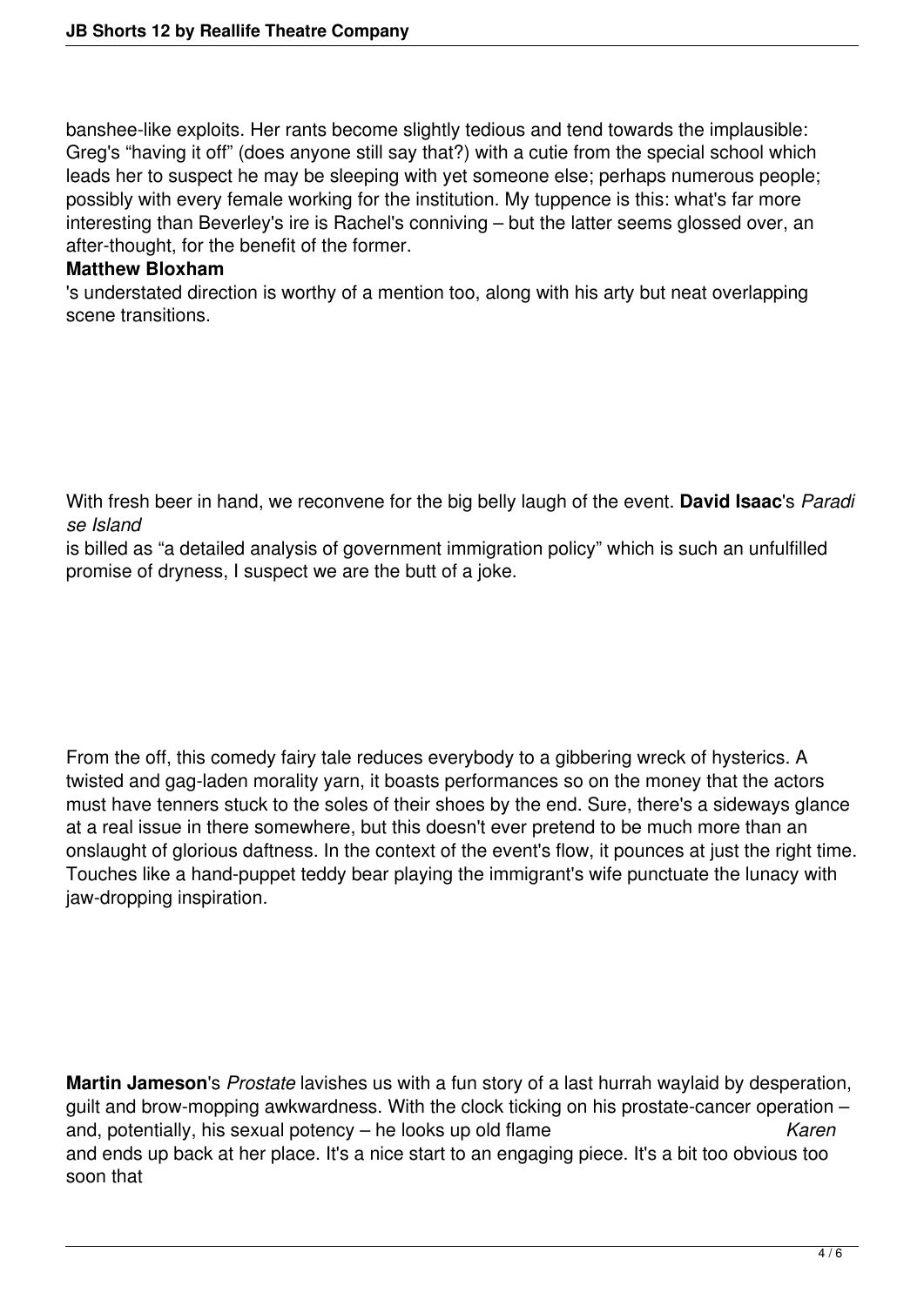banshee-like exploits. Her rants become slightly tedious and tend towards the implausible: Greg's "having it off" (does anyone still say that?) with a cutie from the special school which leads her to suspect he may be sleeping with yet someone else; perhaps numerous people; possibly with every female working for the institution. My tuppence is this: what's far more interesting than Beverley's ire is Rachel's conniving – but the latter seems glossed over, an after-thought, for the benefit of the former.

**Matthew Bloxham**'s understated direction is worthy of a mention too, along with his arty but neat overlapping scene transitions.

With fresh beer in hand, we reconvene for the big belly laugh of the event. **David Isaac**'s *Paradise Island* is billed as "a detailed analysis of government immigration policy" which is such an unfulfilled promise of dryness, I suspect we are the butt of a joke.

From the off, this comedy fairy tale reduces everybody to a gibbering wreck of hysterics. A twisted and gag-laden morality yarn, it boasts performances so on the money that the actors must have tenners stuck to the soles of their shoes by the end. Sure, there's a sideways glance at a real issue in there somewhere, but this doesn't ever pretend to be much more than an onslaught of glorious daftness. In the context of the event's flow, it pounces at just the right time. Touches like a hand-puppet teddy bear playing the immigrant's wife punctuate the lunacy with jaw-dropping inspiration.

**Martin Jameson**'s *Prostate* lavishes us with a fun story of a last hurrah waylaid by desperation, guilt and brow-mopping awkwardness. With the clock ticking on his prostate-cancer operation – and, potentially, his sexual potency – he looks up old flame *Karen* and ends up back at her place. It's a nice start to an engaging piece. It's a bit too obvious too soon that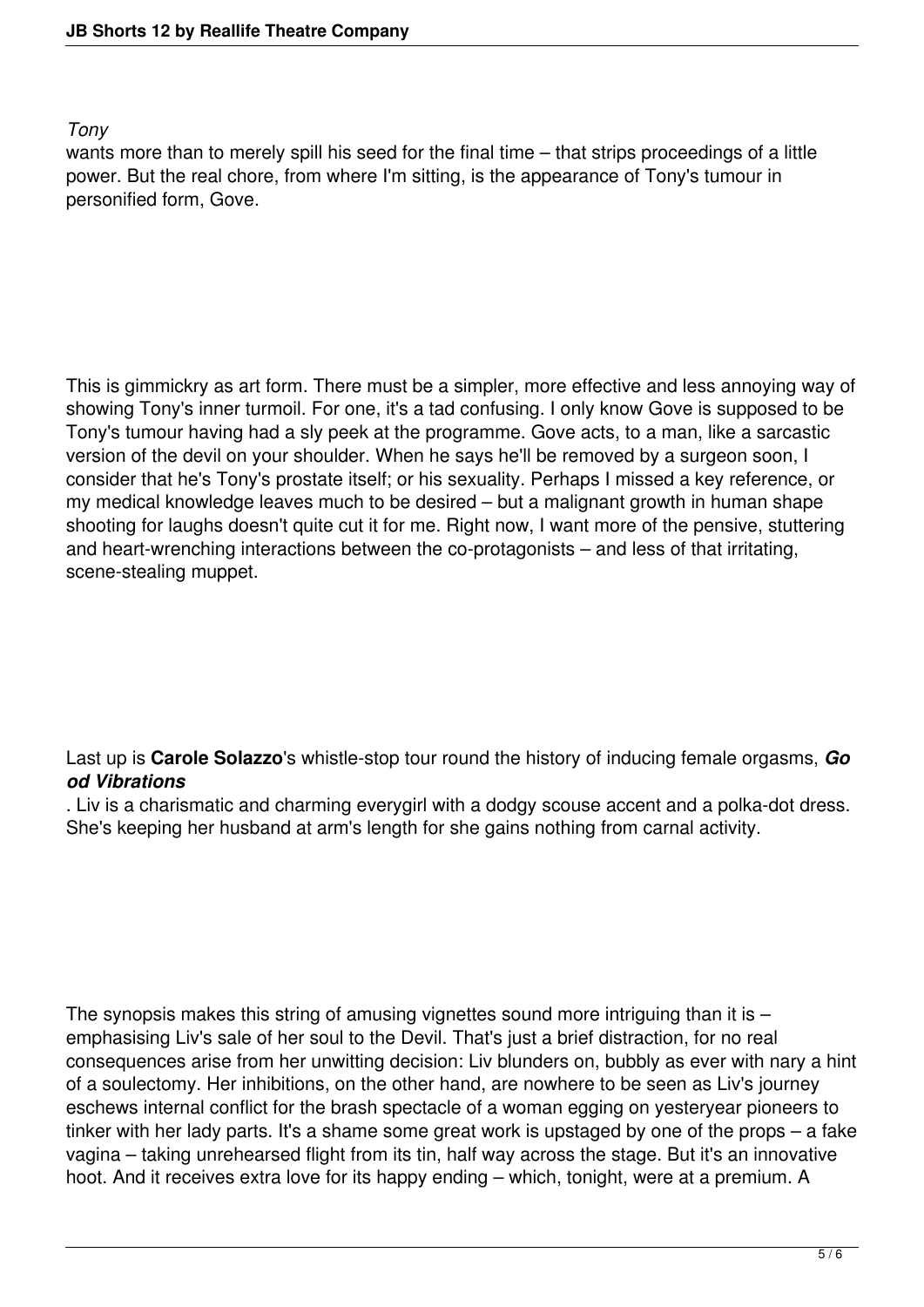*Tony*

wants more than to merely spill his seed for the final time – that strips proceedings of a little power. But the real chore, from where I'm sitting, is the appearance of Tony's tumour in personified form, Gove.

This is gimmickry as art form. There must be a simpler, more effective and less annoying way of showing Tony's inner turmoil. For one, it's a tad confusing. I only know Gove is supposed to be Tony's tumour having had a sly peek at the programme. Gove acts, to a man, like a sarcastic version of the devil on your shoulder. When he says he'll be removed by a surgeon soon, I consider that he's Tony's prostate itself; or his sexuality. Perhaps I missed a key reference, or my medical knowledge leaves much to be desired – but a malignant growth in human shape shooting for laughs doesn't quite cut it for me. Right now, I want more of the pensive, stuttering and heart-wrenching interactions between the co-protagonists – and less of that irritating, scene-stealing muppet.

Last up is **Carole Solazzo**'s whistle-stop tour round the history of inducing female orgasms, ***Good Vibrations***

. Liv is a charismatic and charming everygirl with a dodgy scouse accent and a polka-dot dress. She's keeping her husband at arm's length for she gains nothing from carnal activity.

The synopsis makes this string of amusing vignettes sound more intriguing than it is – emphasising Liv's sale of her soul to the Devil. That's just a brief distraction, for no real consequences arise from her unwitting decision: Liv blunders on, bubbly as ever with nary a hint of a soulectomy. Her inhibitions, on the other hand, are nowhere to be seen as Liv's journey eschews internal conflict for the brash spectacle of a woman egging on yesteryear pioneers to tinker with her lady parts. It's a shame some great work is upstaged by one of the props – a fake vagina – taking unrehearsed flight from its tin, half way across the stage. But it's an innovative hoot. And it receives extra love for its happy ending – which, tonight, were at a premium. A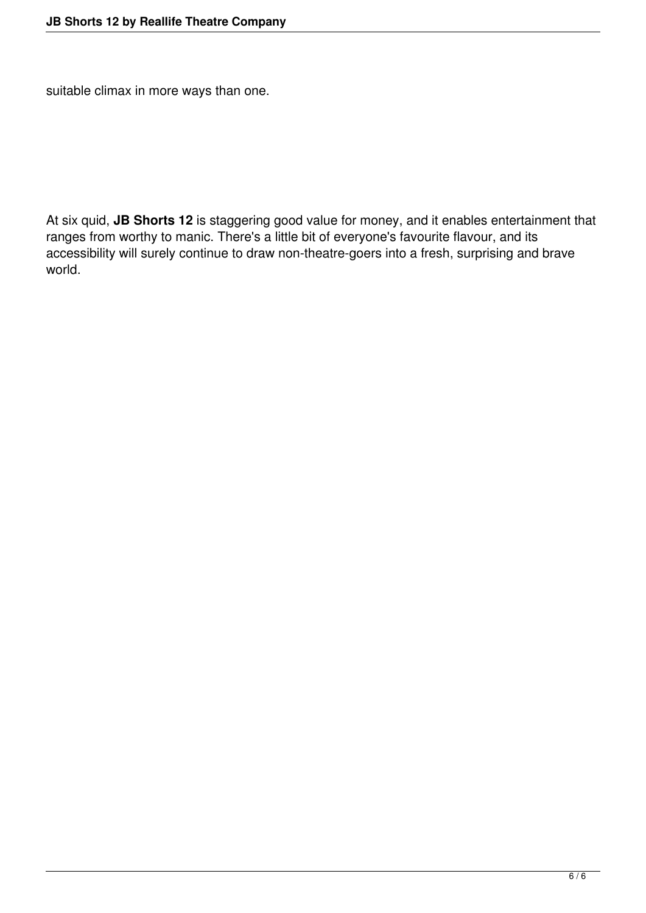suitable climax in more ways than one.

At six quid, **JB Shorts 12** is staggering good value for money, and it enables entertainment that ranges from worthy to manic. There's a little bit of everyone's favourite flavour, and its accessibility will surely continue to draw non-theatre-goers into a fresh, surprising and brave world.